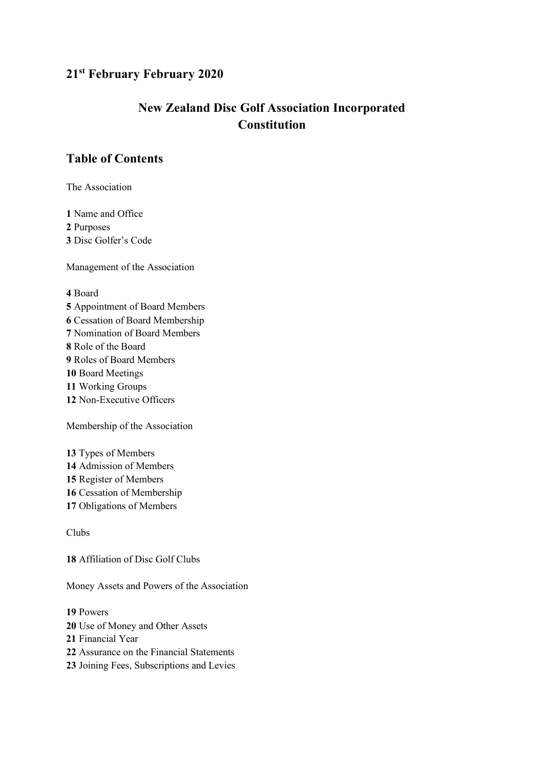## 21st February February 2020

# New Zealand Disc Golf Association Incorporated Constitution

## Table of Contents

The Association

**1** Name and Office
**2** Purposes
**3** Disc Golfer's Code

Management of the Association

**4** Board
**5** Appointment of Board Members
**6** Cessation of Board Membership
**7** Nomination of Board Members
**8** Role of the Board
**9** Roles of Board Members
**10** Board Meetings
**11** Working Groups
**12** Non-Executive Officers

Membership of the Association

**13** Types of Members
**14** Admission of Members
**15** Register of Members
**16** Cessation of Membership
**17** Obligations of Members

Clubs

**18** Affiliation of Disc Golf Clubs

Money Assets and Powers of the Association

**19** Powers
**20** Use of Money and Other Assets
**21** Financial Year
**22** Assurance on the Financial Statements
**23** Joining Fees, Subscriptions and Levies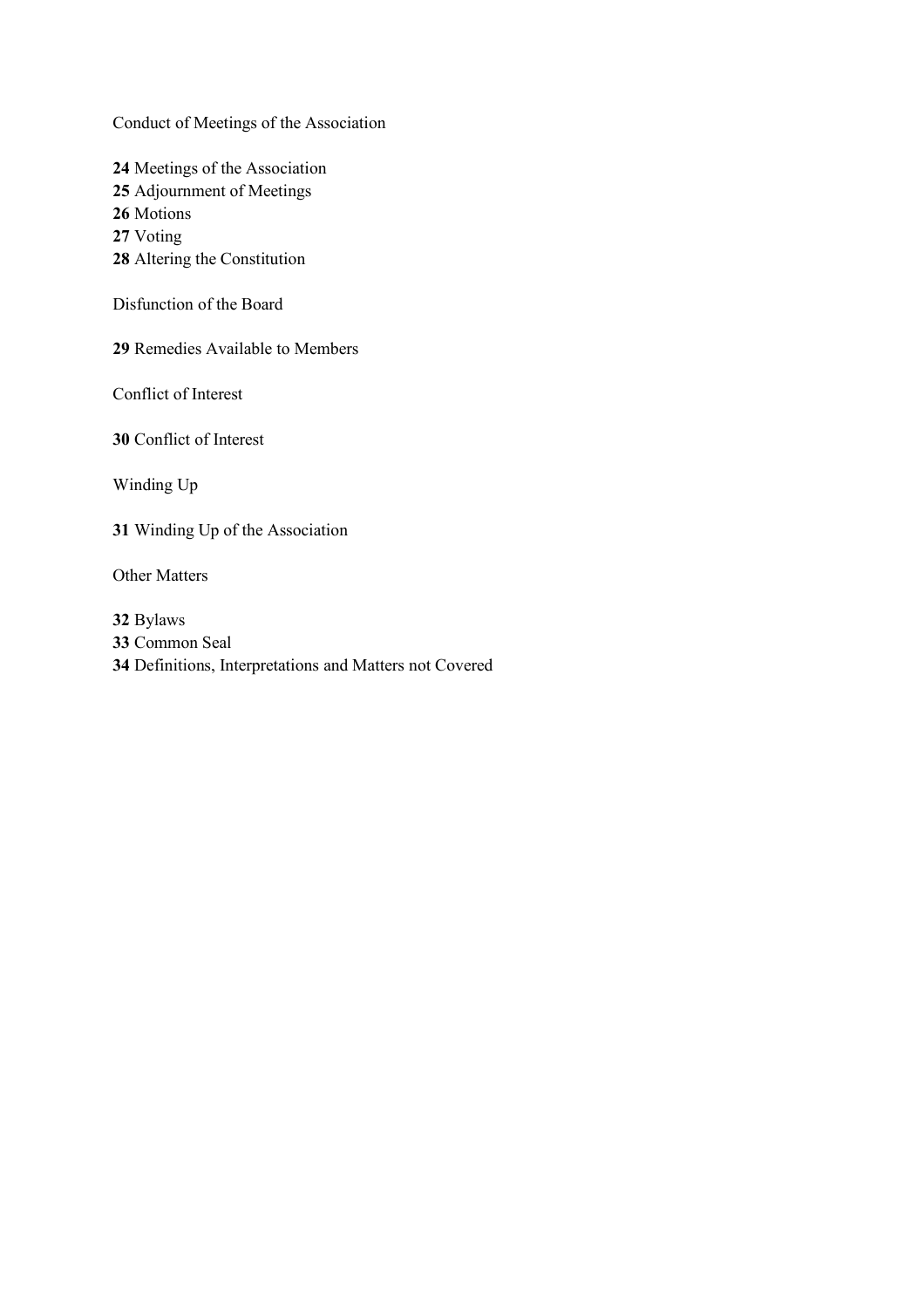Conduct of Meetings of the Association

**24** Meetings of the Association
**25** Adjournment of Meetings
**26** Motions
**27** Voting
**28** Altering the Constitution

Disfunction of the Board

**29** Remedies Available to Members

Conflict of Interest

**30** Conflict of Interest

Winding Up

**31** Winding Up of the Association

Other Matters

**32** Bylaws
**33** Common Seal
**34** Definitions, Interpretations and Matters not Covered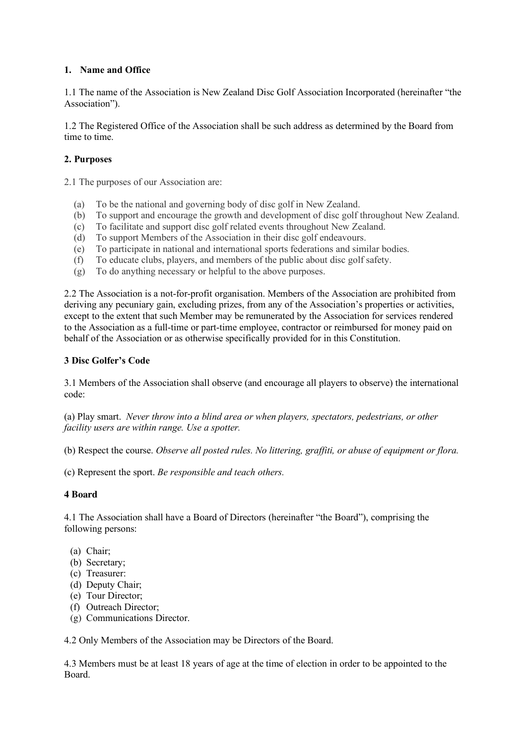## 1. Name and Office

1.1 The name of the Association is New Zealand Disc Golf Association Incorporated (hereinafter "the Association").

1.2 The Registered Office of the Association shall be such address as determined by the Board from time to time.

## 2. Purposes

2.1 The purposes of our Association are:

(a) To be the national and governing body of disc golf in New Zealand.
(b) To support and encourage the growth and development of disc golf throughout New Zealand.
(c) To facilitate and support disc golf related events throughout New Zealand.
(d) To support Members of the Association in their disc golf endeavours.
(e) To participate in national and international sports federations and similar bodies.
(f) To educate clubs, players, and members of the public about disc golf safety.
(g) To do anything necessary or helpful to the above purposes.

2.2 The Association is a not-for-profit organisation. Members of the Association are prohibited from deriving any pecuniary gain, excluding prizes, from any of the Association's properties or activities, except to the extent that such Member may be remunerated by the Association for services rendered to the Association as a full-time or part-time employee, contractor or reimbursed for money paid on behalf of the Association or as otherwise specifically provided for in this Constitution.

## 3 Disc Golfer's Code

3.1 Members of the Association shall observe (and encourage all players to observe) the international code:

(a) Play smart. *Never throw into a blind area or when players, spectators, pedestrians, or other facility users are within range. Use a spotter.*

(b) Respect the course. *Observe all posted rules. No littering, graffiti, or abuse of equipment or flora.*

(c) Represent the sport. *Be responsible and teach others.*

## 4 Board

4.1 The Association shall have a Board of Directors (hereinafter "the Board"), comprising the following persons:

(a) Chair;
(b) Secretary;
(c) Treasurer:
(d) Deputy Chair;
(e) Tour Director;
(f) Outreach Director;
(g) Communications Director.

4.2 Only Members of the Association may be Directors of the Board.

4.3 Members must be at least 18 years of age at the time of election in order to be appointed to the Board.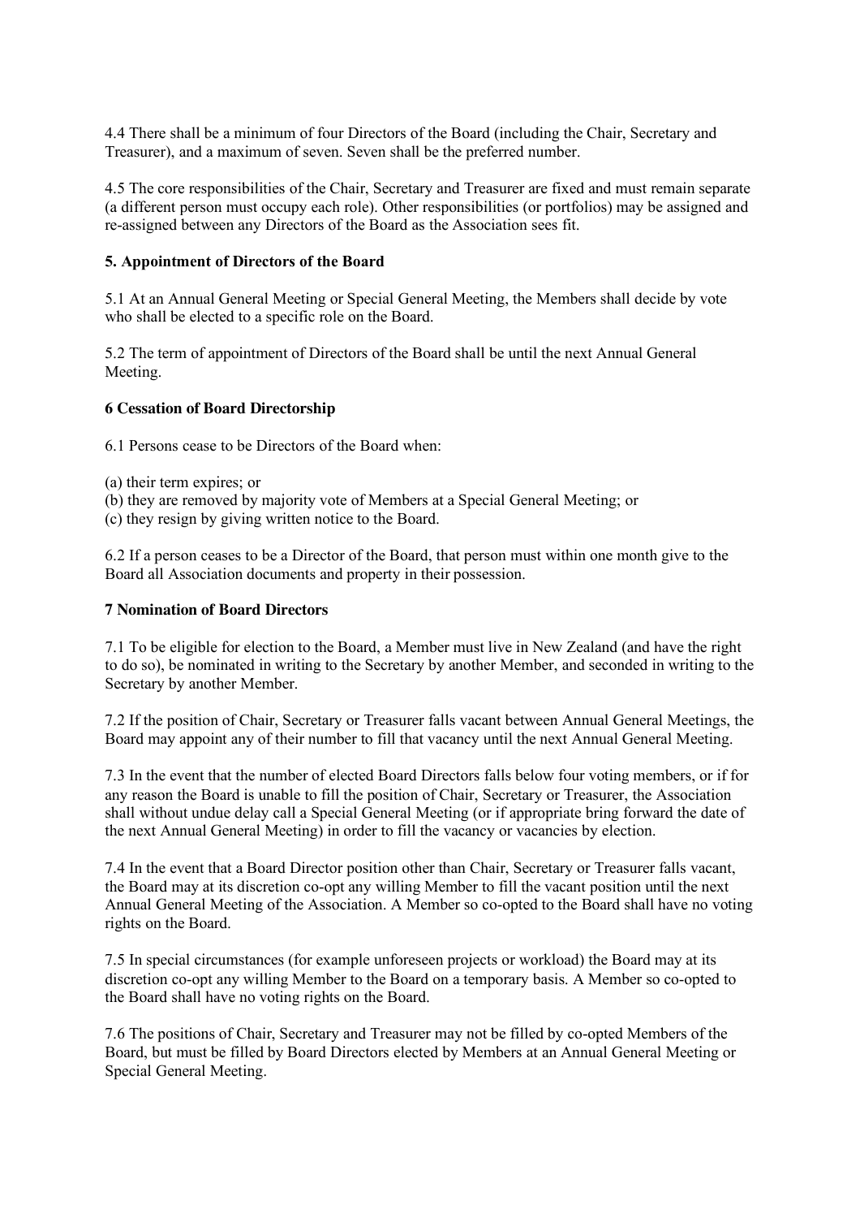4.4 There shall be a minimum of four Directors of the Board (including the Chair, Secretary and Treasurer), and a maximum of seven. Seven shall be the preferred number.

4.5 The core responsibilities of the Chair, Secretary and Treasurer are fixed and must remain separate (a different person must occupy each role). Other responsibilities (or portfolios) may be assigned and re-assigned between any Directors of the Board as the Association sees fit.

**5. Appointment of Directors of the Board**

5.1 At an Annual General Meeting or Special General Meeting, the Members shall decide by vote who shall be elected to a specific role on the Board.

5.2 The term of appointment of Directors of the Board shall be until the next Annual General Meeting.

**6 Cessation of Board Directorship**

6.1 Persons cease to be Directors of the Board when:

(a) their term expires; or
(b) they are removed by majority vote of Members at a Special General Meeting; or
(c) they resign by giving written notice to the Board.

6.2 If a person ceases to be a Director of the Board, that person must within one month give to the Board all Association documents and property in their possession.

**7 Nomination of Board Directors**

7.1 To be eligible for election to the Board, a Member must live in New Zealand (and have the right to do so), be nominated in writing to the Secretary by another Member, and seconded in writing to the Secretary by another Member.

7.2 If the position of Chair, Secretary or Treasurer falls vacant between Annual General Meetings, the Board may appoint any of their number to fill that vacancy until the next Annual General Meeting.

7.3 In the event that the number of elected Board Directors falls below four voting members, or if for any reason the Board is unable to fill the position of Chair, Secretary or Treasurer, the Association shall without undue delay call a Special General Meeting (or if appropriate bring forward the date of the next Annual General Meeting) in order to fill the vacancy or vacancies by election.

7.4 In the event that a Board Director position other than Chair, Secretary or Treasurer falls vacant, the Board may at its discretion co-opt any willing Member to fill the vacant position until the next Annual General Meeting of the Association. A Member so co-opted to the Board shall have no voting rights on the Board.

7.5 In special circumstances (for example unforeseen projects or workload) the Board may at its discretion co-opt any willing Member to the Board on a temporary basis. A Member so co-opted to the Board shall have no voting rights on the Board.

7.6 The positions of Chair, Secretary and Treasurer may not be filled by co-opted Members of the Board, but must be filled by Board Directors elected by Members at an Annual General Meeting or Special General Meeting.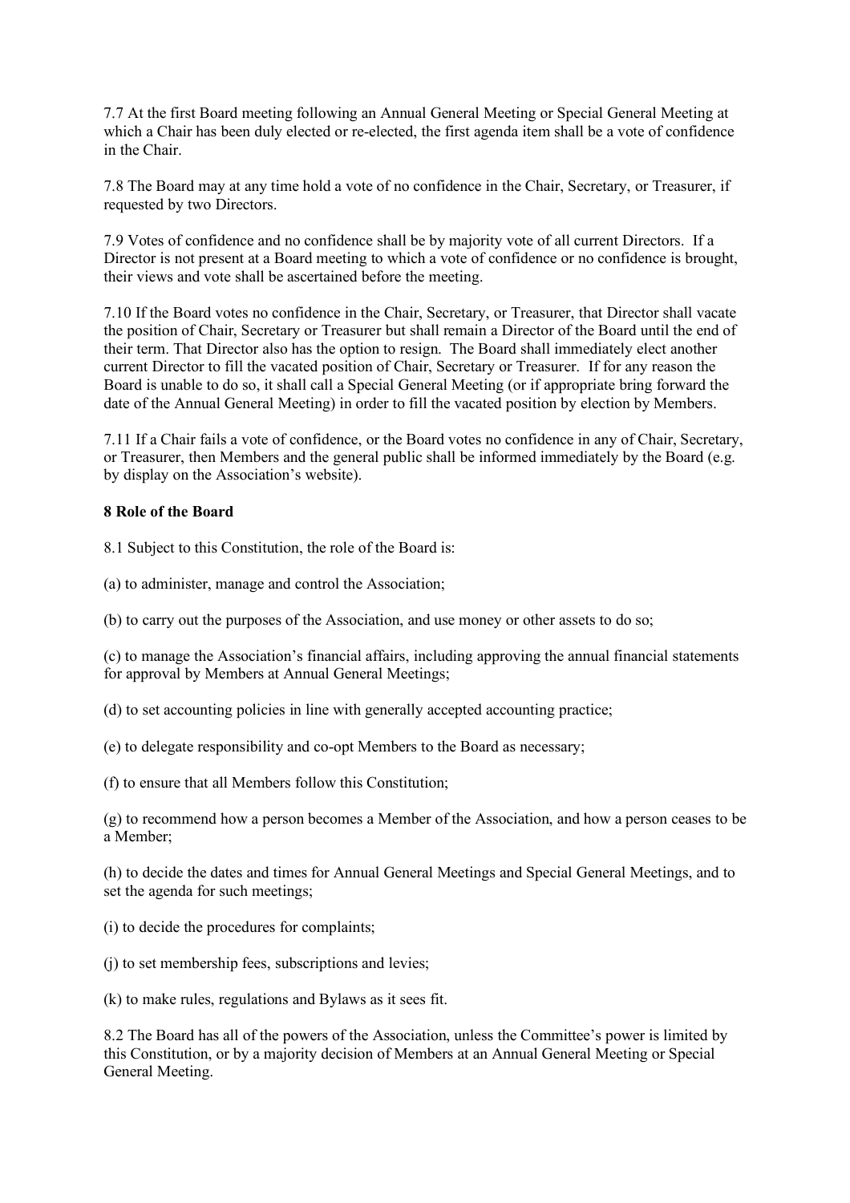7.7 At the first Board meeting following an Annual General Meeting or Special General Meeting at which a Chair has been duly elected or re-elected, the first agenda item shall be a vote of confidence in the Chair.

7.8 The Board may at any time hold a vote of no confidence in the Chair, Secretary, or Treasurer, if requested by two Directors.

7.9 Votes of confidence and no confidence shall be by majority vote of all current Directors. If a Director is not present at a Board meeting to which a vote of confidence or no confidence is brought, their views and vote shall be ascertained before the meeting.

7.10 If the Board votes no confidence in the Chair, Secretary, or Treasurer, that Director shall vacate the position of Chair, Secretary or Treasurer but shall remain a Director of the Board until the end of their term. That Director also has the option to resign. The Board shall immediately elect another current Director to fill the vacated position of Chair, Secretary or Treasurer. If for any reason the Board is unable to do so, it shall call a Special General Meeting (or if appropriate bring forward the date of the Annual General Meeting) in order to fill the vacated position by election by Members.

7.11 If a Chair fails a vote of confidence, or the Board votes no confidence in any of Chair, Secretary, or Treasurer, then Members and the general public shall be informed immediately by the Board (e.g. by display on the Association's website).

**8 Role of the Board**

8.1 Subject to this Constitution, the role of the Board is:

(a) to administer, manage and control the Association;

(b) to carry out the purposes of the Association, and use money or other assets to do so;

(c) to manage the Association's financial affairs, including approving the annual financial statements for approval by Members at Annual General Meetings;

(d) to set accounting policies in line with generally accepted accounting practice;

(e) to delegate responsibility and co-opt Members to the Board as necessary;

(f) to ensure that all Members follow this Constitution;

(g) to recommend how a person becomes a Member of the Association, and how a person ceases to be a Member;

(h) to decide the dates and times for Annual General Meetings and Special General Meetings, and to set the agenda for such meetings;

(i) to decide the procedures for complaints;

(j) to set membership fees, subscriptions and levies;

(k) to make rules, regulations and Bylaws as it sees fit.

8.2 The Board has all of the powers of the Association, unless the Committee's power is limited by this Constitution, or by a majority decision of Members at an Annual General Meeting or Special General Meeting.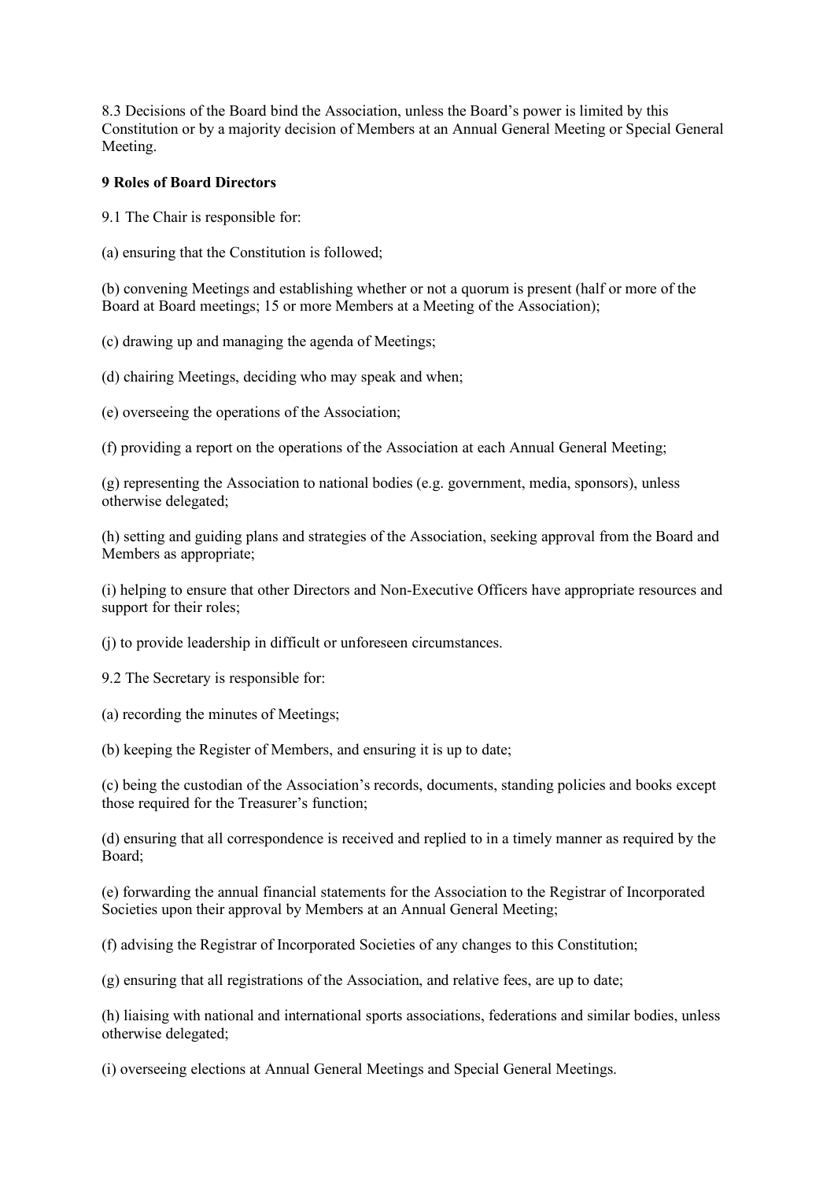8.3 Decisions of the Board bind the Association, unless the Board's power is limited by this Constitution or by a majority decision of Members at an Annual General Meeting or Special General Meeting.

**9 Roles of Board Directors**

9.1 The Chair is responsible for:

(a) ensuring that the Constitution is followed;

(b) convening Meetings and establishing whether or not a quorum is present (half or more of the Board at Board meetings; 15 or more Members at a Meeting of the Association);

(c) drawing up and managing the agenda of Meetings;

(d) chairing Meetings, deciding who may speak and when;

(e) overseeing the operations of the Association;

(f) providing a report on the operations of the Association at each Annual General Meeting;

(g) representing the Association to national bodies (e.g. government, media, sponsors), unless otherwise delegated;

(h) setting and guiding plans and strategies of the Association, seeking approval from the Board and Members as appropriate;

(i) helping to ensure that other Directors and Non-Executive Officers have appropriate resources and support for their roles;

(j) to provide leadership in difficult or unforeseen circumstances.

9.2 The Secretary is responsible for:

(a) recording the minutes of Meetings;

(b) keeping the Register of Members, and ensuring it is up to date;

(c) being the custodian of the Association's records, documents, standing policies and books except those required for the Treasurer's function;

(d) ensuring that all correspondence is received and replied to in a timely manner as required by the Board;

(e) forwarding the annual financial statements for the Association to the Registrar of Incorporated Societies upon their approval by Members at an Annual General Meeting;

(f) advising the Registrar of Incorporated Societies of any changes to this Constitution;

(g) ensuring that all registrations of the Association, and relative fees, are up to date;

(h) liaising with national and international sports associations, federations and similar bodies, unless otherwise delegated;

(i) overseeing elections at Annual General Meetings and Special General Meetings.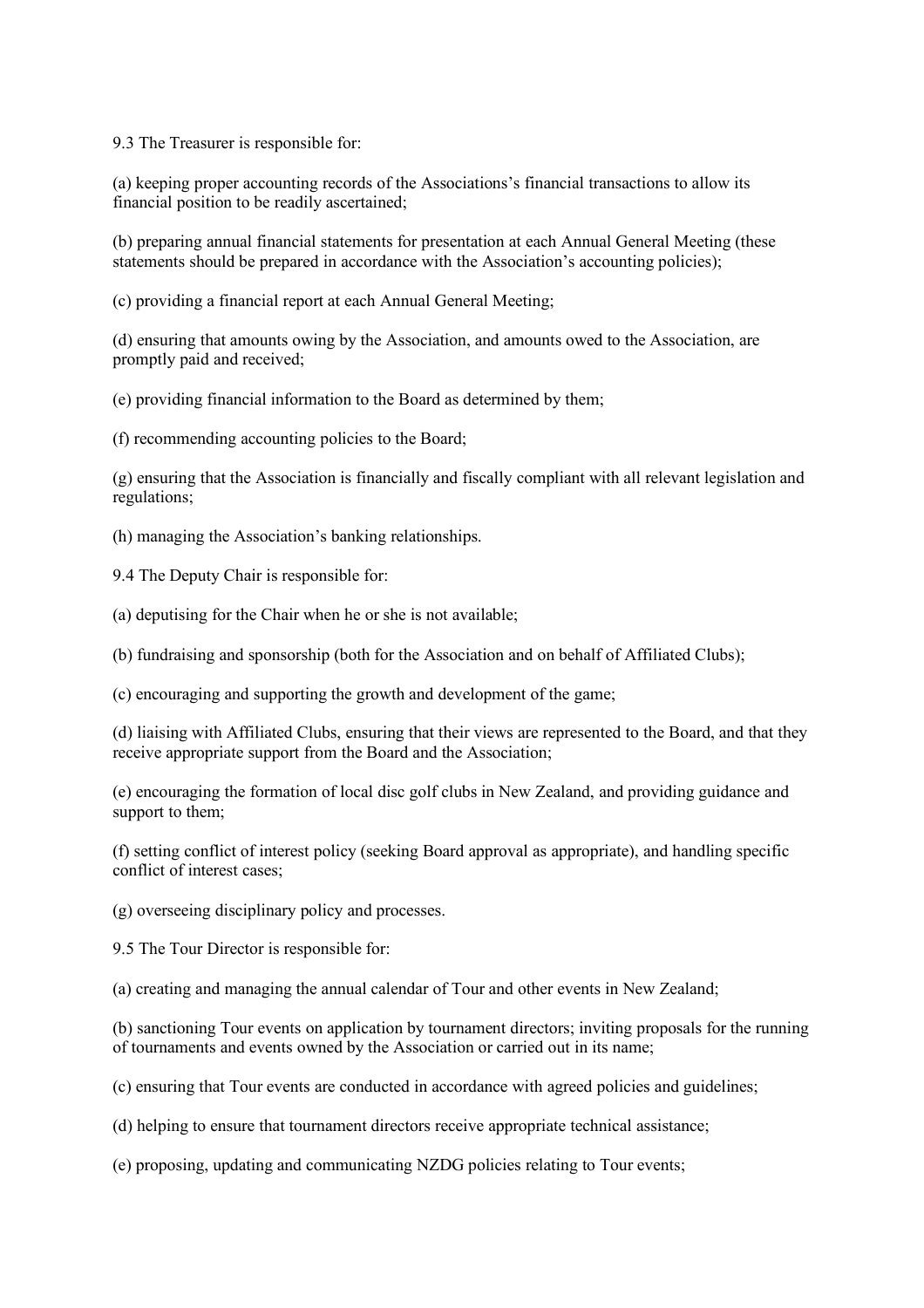9.3 The Treasurer is responsible for:

(a) keeping proper accounting records of the Associations's financial transactions to allow its financial position to be readily ascertained;

(b) preparing annual financial statements for presentation at each Annual General Meeting (these statements should be prepared in accordance with the Association's accounting policies);

(c) providing a financial report at each Annual General Meeting;

(d) ensuring that amounts owing by the Association, and amounts owed to the Association, are promptly paid and received;

(e) providing financial information to the Board as determined by them;

(f) recommending accounting policies to the Board;

(g) ensuring that the Association is financially and fiscally compliant with all relevant legislation and regulations;

(h) managing the Association's banking relationships.

9.4 The Deputy Chair is responsible for:

(a) deputising for the Chair when he or she is not available;

(b) fundraising and sponsorship (both for the Association and on behalf of Affiliated Clubs);

(c) encouraging and supporting the growth and development of the game;

(d) liaising with Affiliated Clubs, ensuring that their views are represented to the Board, and that they receive appropriate support from the Board and the Association;

(e) encouraging the formation of local disc golf clubs in New Zealand, and providing guidance and support to them;

(f) setting conflict of interest policy (seeking Board approval as appropriate), and handling specific conflict of interest cases;

(g) overseeing disciplinary policy and processes.

9.5 The Tour Director is responsible for:

(a) creating and managing the annual calendar of Tour and other events in New Zealand;

(b) sanctioning Tour events on application by tournament directors; inviting proposals for the running of tournaments and events owned by the Association or carried out in its name;

(c) ensuring that Tour events are conducted in accordance with agreed policies and guidelines;

(d) helping to ensure that tournament directors receive appropriate technical assistance;

(e) proposing, updating and communicating NZDG policies relating to Tour events;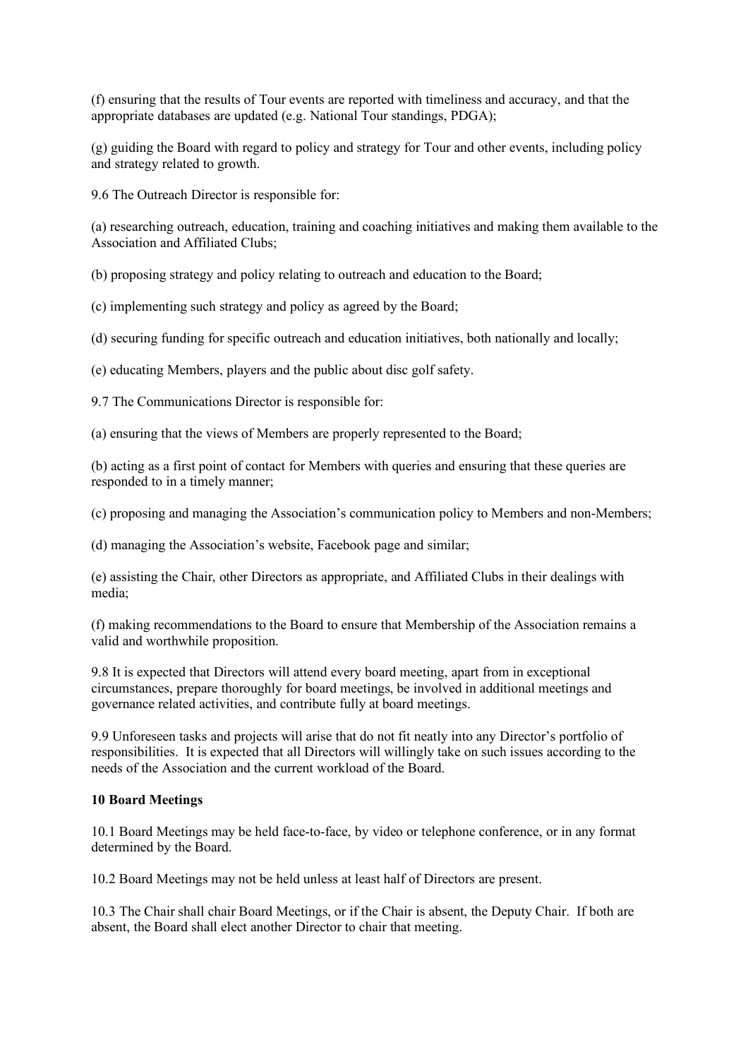(f) ensuring that the results of Tour events are reported with timeliness and accuracy, and that the appropriate databases are updated (e.g. National Tour standings, PDGA);

(g) guiding the Board with regard to policy and strategy for Tour and other events, including policy and strategy related to growth.

9.6 The Outreach Director is responsible for:

(a) researching outreach, education, training and coaching initiatives and making them available to the Association and Affiliated Clubs;

(b) proposing strategy and policy relating to outreach and education to the Board;

(c) implementing such strategy and policy as agreed by the Board;

(d) securing funding for specific outreach and education initiatives, both nationally and locally;

(e) educating Members, players and the public about disc golf safety.

9.7 The Communications Director is responsible for:

(a) ensuring that the views of Members are properly represented to the Board;

(b) acting as a first point of contact for Members with queries and ensuring that these queries are responded to in a timely manner;

(c) proposing and managing the Association's communication policy to Members and non-Members;

(d) managing the Association's website, Facebook page and similar;

(e) assisting the Chair, other Directors as appropriate, and Affiliated Clubs in their dealings with media;

(f) making recommendations to the Board to ensure that Membership of the Association remains a valid and worthwhile proposition.

9.8 It is expected that Directors will attend every board meeting, apart from in exceptional circumstances, prepare thoroughly for board meetings, be involved in additional meetings and governance related activities, and contribute fully at board meetings.

9.9 Unforeseen tasks and projects will arise that do not fit neatly into any Director's portfolio of responsibilities. It is expected that all Directors will willingly take on such issues according to the needs of the Association and the current workload of the Board.

**10 Board Meetings**

10.1 Board Meetings may be held face-to-face, by video or telephone conference, or in any format determined by the Board.

10.2 Board Meetings may not be held unless at least half of Directors are present.

10.3 The Chair shall chair Board Meetings, or if the Chair is absent, the Deputy Chair. If both are absent, the Board shall elect another Director to chair that meeting.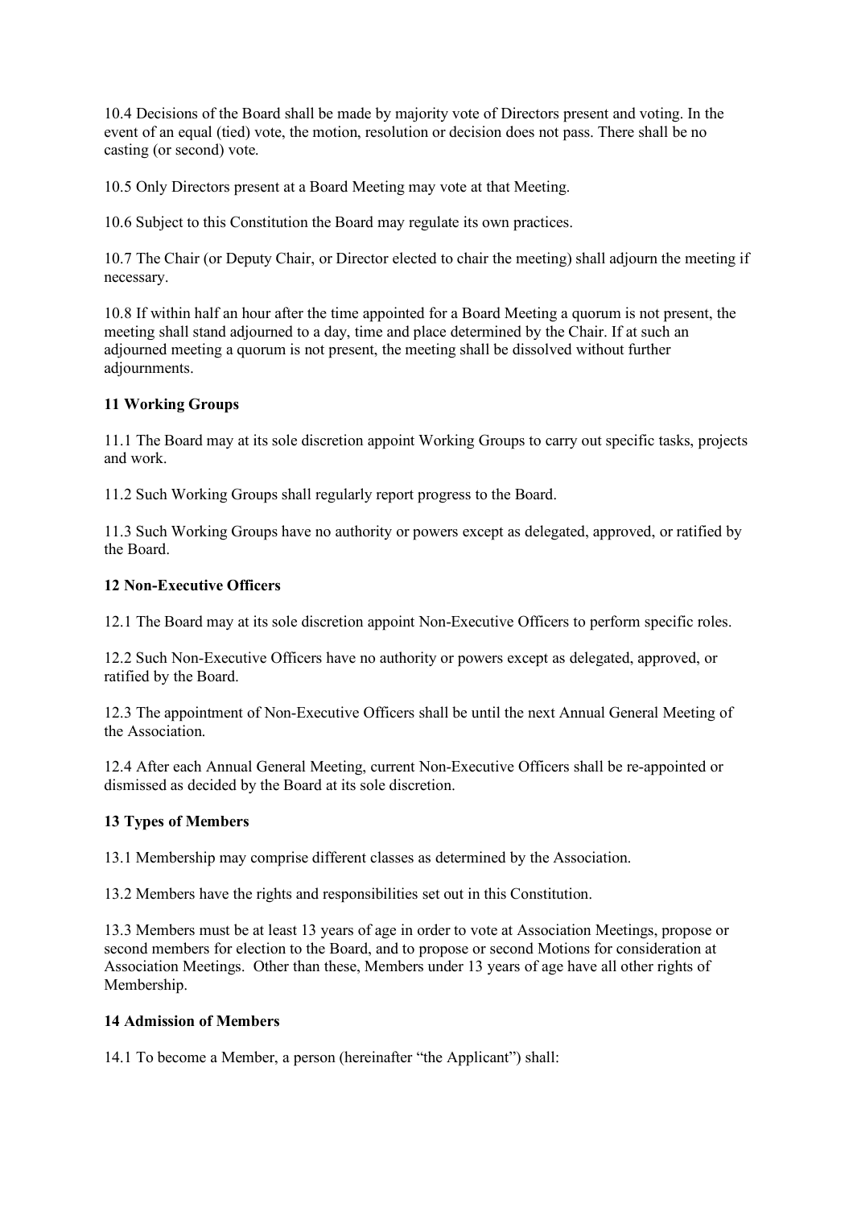10.4 Decisions of the Board shall be made by majority vote of Directors present and voting. In the event of an equal (tied) vote, the motion, resolution or decision does not pass. There shall be no casting (or second) vote.

10.5 Only Directors present at a Board Meeting may vote at that Meeting.

10.6 Subject to this Constitution the Board may regulate its own practices.

10.7 The Chair (or Deputy Chair, or Director elected to chair the meeting) shall adjourn the meeting if necessary.

10.8 If within half an hour after the time appointed for a Board Meeting a quorum is not present, the meeting shall stand adjourned to a day, time and place determined by the Chair. If at such an adjourned meeting a quorum is not present, the meeting shall be dissolved without further adjournments.

## 11 Working Groups

11.1 The Board may at its sole discretion appoint Working Groups to carry out specific tasks, projects and work.

11.2 Such Working Groups shall regularly report progress to the Board.

11.3 Such Working Groups have no authority or powers except as delegated, approved, or ratified by the Board.

## 12 Non-Executive Officers

12.1 The Board may at its sole discretion appoint Non-Executive Officers to perform specific roles.

12.2 Such Non-Executive Officers have no authority or powers except as delegated, approved, or ratified by the Board.

12.3 The appointment of Non-Executive Officers shall be until the next Annual General Meeting of the Association.

12.4 After each Annual General Meeting, current Non-Executive Officers shall be re-appointed or dismissed as decided by the Board at its sole discretion.

## 13 Types of Members

13.1 Membership may comprise different classes as determined by the Association.

13.2 Members have the rights and responsibilities set out in this Constitution.

13.3 Members must be at least 13 years of age in order to vote at Association Meetings, propose or second members for election to the Board, and to propose or second Motions for consideration at Association Meetings. Other than these, Members under 13 years of age have all other rights of Membership.

## 14 Admission of Members

14.1 To become a Member, a person (hereinafter "the Applicant") shall: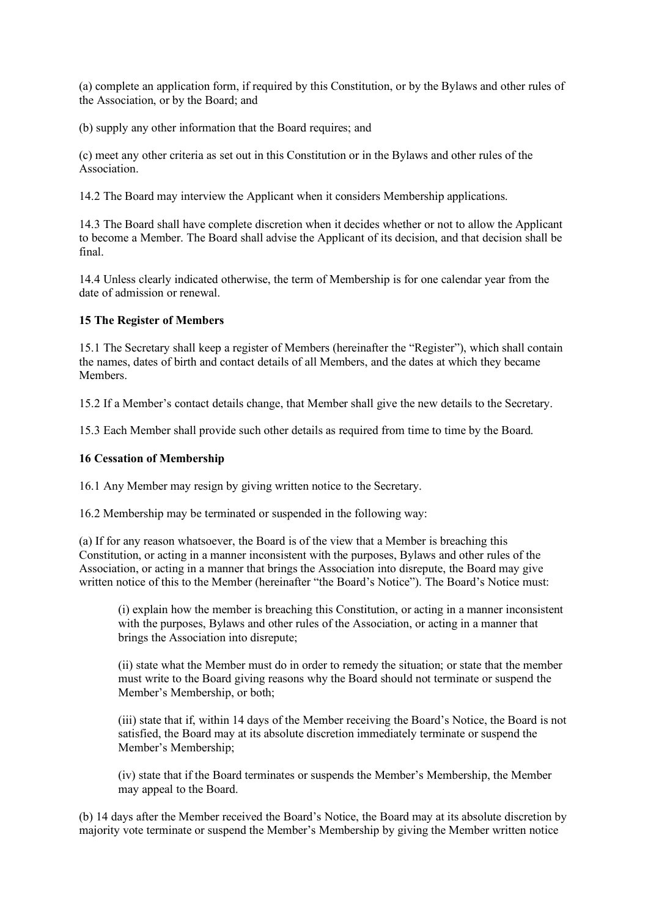(a) complete an application form, if required by this Constitution, or by the Bylaws and other rules of the Association, or by the Board; and

(b) supply any other information that the Board requires; and

(c) meet any other criteria as set out in this Constitution or in the Bylaws and other rules of the Association.

14.2 The Board may interview the Applicant when it considers Membership applications.

14.3 The Board shall have complete discretion when it decides whether or not to allow the Applicant to become a Member. The Board shall advise the Applicant of its decision, and that decision shall be final.

14.4 Unless clearly indicated otherwise, the term of Membership is for one calendar year from the date of admission or renewal.

**15 The Register of Members**

15.1 The Secretary shall keep a register of Members (hereinafter the "Register"), which shall contain the names, dates of birth and contact details of all Members, and the dates at which they became Members.

15.2 If a Member's contact details change, that Member shall give the new details to the Secretary.

15.3 Each Member shall provide such other details as required from time to time by the Board.

**16 Cessation of Membership**

16.1 Any Member may resign by giving written notice to the Secretary.

16.2 Membership may be terminated or suspended in the following way:

(a) If for any reason whatsoever, the Board is of the view that a Member is breaching this Constitution, or acting in a manner inconsistent with the purposes, Bylaws and other rules of the Association, or acting in a manner that brings the Association into disrepute, the Board may give written notice of this to the Member (hereinafter "the Board's Notice"). The Board's Notice must:

> (i) explain how the member is breaching this Constitution, or acting in a manner inconsistent with the purposes, Bylaws and other rules of the Association, or acting in a manner that brings the Association into disrepute;
>
> (ii) state what the Member must do in order to remedy the situation; or state that the member must write to the Board giving reasons why the Board should not terminate or suspend the Member's Membership, or both;
>
> (iii) state that if, within 14 days of the Member receiving the Board's Notice, the Board is not satisfied, the Board may at its absolute discretion immediately terminate or suspend the Member's Membership;
>
> (iv) state that if the Board terminates or suspends the Member's Membership, the Member may appeal to the Board.

(b) 14 days after the Member received the Board's Notice, the Board may at its absolute discretion by majority vote terminate or suspend the Member's Membership by giving the Member written notice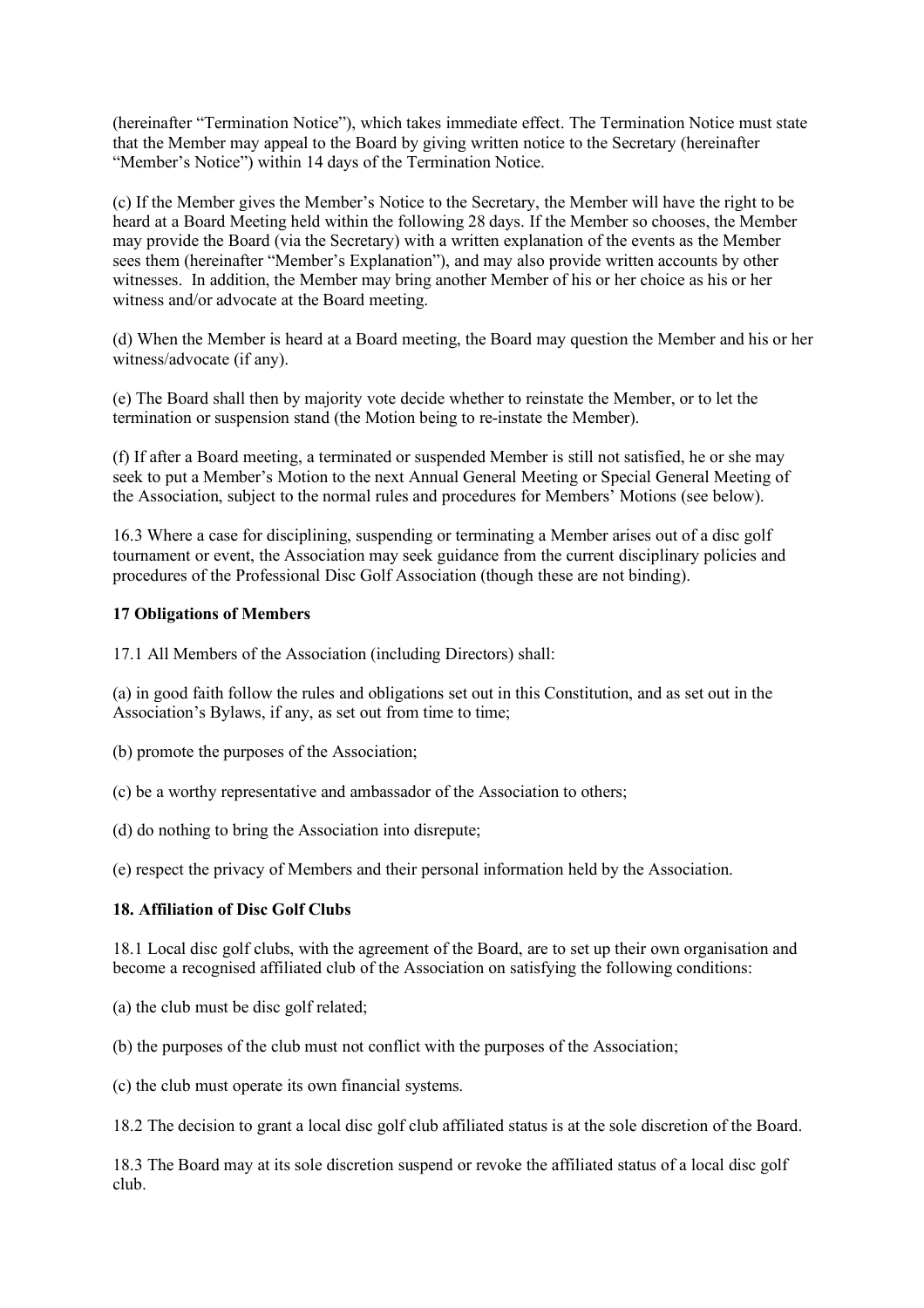(hereinafter "Termination Notice"), which takes immediate effect. The Termination Notice must state that the Member may appeal to the Board by giving written notice to the Secretary (hereinafter "Member's Notice") within 14 days of the Termination Notice.

(c) If the Member gives the Member's Notice to the Secretary, the Member will have the right to be heard at a Board Meeting held within the following 28 days. If the Member so chooses, the Member may provide the Board (via the Secretary) with a written explanation of the events as the Member sees them (hereinafter "Member's Explanation"), and may also provide written accounts by other witnesses. In addition, the Member may bring another Member of his or her choice as his or her witness and/or advocate at the Board meeting.

(d) When the Member is heard at a Board meeting, the Board may question the Member and his or her witness/advocate (if any).

(e) The Board shall then by majority vote decide whether to reinstate the Member, or to let the termination or suspension stand (the Motion being to re-instate the Member).

(f) If after a Board meeting, a terminated or suspended Member is still not satisfied, he or she may seek to put a Member's Motion to the next Annual General Meeting or Special General Meeting of the Association, subject to the normal rules and procedures for Members' Motions (see below).

16.3 Where a case for disciplining, suspending or terminating a Member arises out of a disc golf tournament or event, the Association may seek guidance from the current disciplinary policies and procedures of the Professional Disc Golf Association (though these are not binding).

**17 Obligations of Members**

17.1 All Members of the Association (including Directors) shall:

(a) in good faith follow the rules and obligations set out in this Constitution, and as set out in the Association's Bylaws, if any, as set out from time to time;

(b) promote the purposes of the Association;

(c) be a worthy representative and ambassador of the Association to others;

(d) do nothing to bring the Association into disrepute;

(e) respect the privacy of Members and their personal information held by the Association.

**18. Affiliation of Disc Golf Clubs**

18.1 Local disc golf clubs, with the agreement of the Board, are to set up their own organisation and become a recognised affiliated club of the Association on satisfying the following conditions:

(a) the club must be disc golf related;

(b) the purposes of the club must not conflict with the purposes of the Association;

(c) the club must operate its own financial systems.

18.2 The decision to grant a local disc golf club affiliated status is at the sole discretion of the Board.

18.3 The Board may at its sole discretion suspend or revoke the affiliated status of a local disc golf club.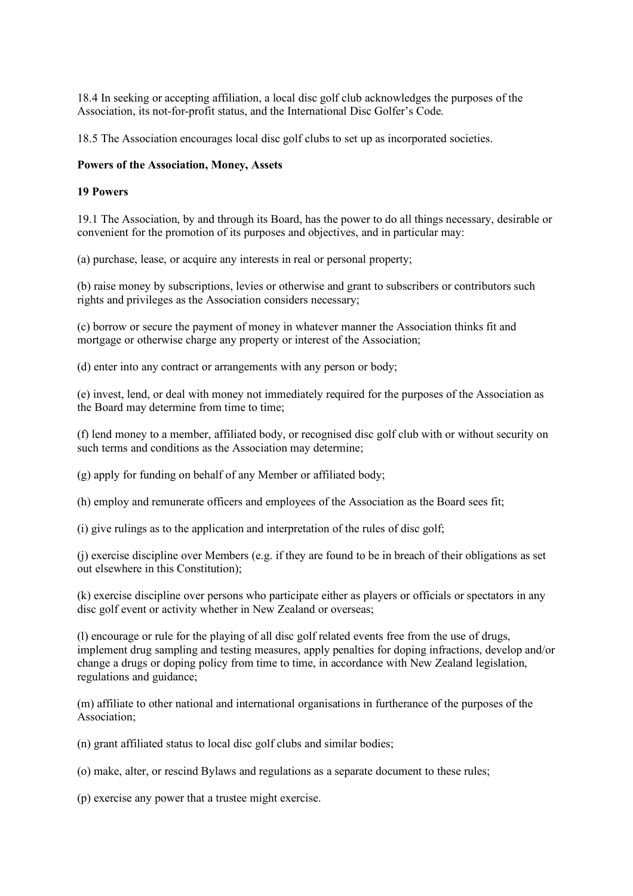18.4 In seeking or accepting affiliation, a local disc golf club acknowledges the purposes of the Association, its not-for-profit status, and the International Disc Golfer's Code.

18.5 The Association encourages local disc golf clubs to set up as incorporated societies.

**Powers of the Association, Money, Assets**

**19 Powers**

19.1 The Association, by and through its Board, has the power to do all things necessary, desirable or convenient for the promotion of its purposes and objectives, and in particular may:

(a) purchase, lease, or acquire any interests in real or personal property;

(b) raise money by subscriptions, levies or otherwise and grant to subscribers or contributors such rights and privileges as the Association considers necessary;

(c) borrow or secure the payment of money in whatever manner the Association thinks fit and mortgage or otherwise charge any property or interest of the Association;

(d) enter into any contract or arrangements with any person or body;

(e) invest, lend, or deal with money not immediately required for the purposes of the Association as the Board may determine from time to time;

(f) lend money to a member, affiliated body, or recognised disc golf club with or without security on such terms and conditions as the Association may determine;

(g) apply for funding on behalf of any Member or affiliated body;

(h) employ and remunerate officers and employees of the Association as the Board sees fit;

(i) give rulings as to the application and interpretation of the rules of disc golf;

(j) exercise discipline over Members (e.g. if they are found to be in breach of their obligations as set out elsewhere in this Constitution);

(k) exercise discipline over persons who participate either as players or officials or spectators in any disc golf event or activity whether in New Zealand or overseas;

(l) encourage or rule for the playing of all disc golf related events free from the use of drugs, implement drug sampling and testing measures, apply penalties for doping infractions, develop and/or change a drugs or doping policy from time to time, in accordance with New Zealand legislation, regulations and guidance;

(m) affiliate to other national and international organisations in furtherance of the purposes of the Association;

(n) grant affiliated status to local disc golf clubs and similar bodies;

(o) make, alter, or rescind Bylaws and regulations as a separate document to these rules;

(p) exercise any power that a trustee might exercise.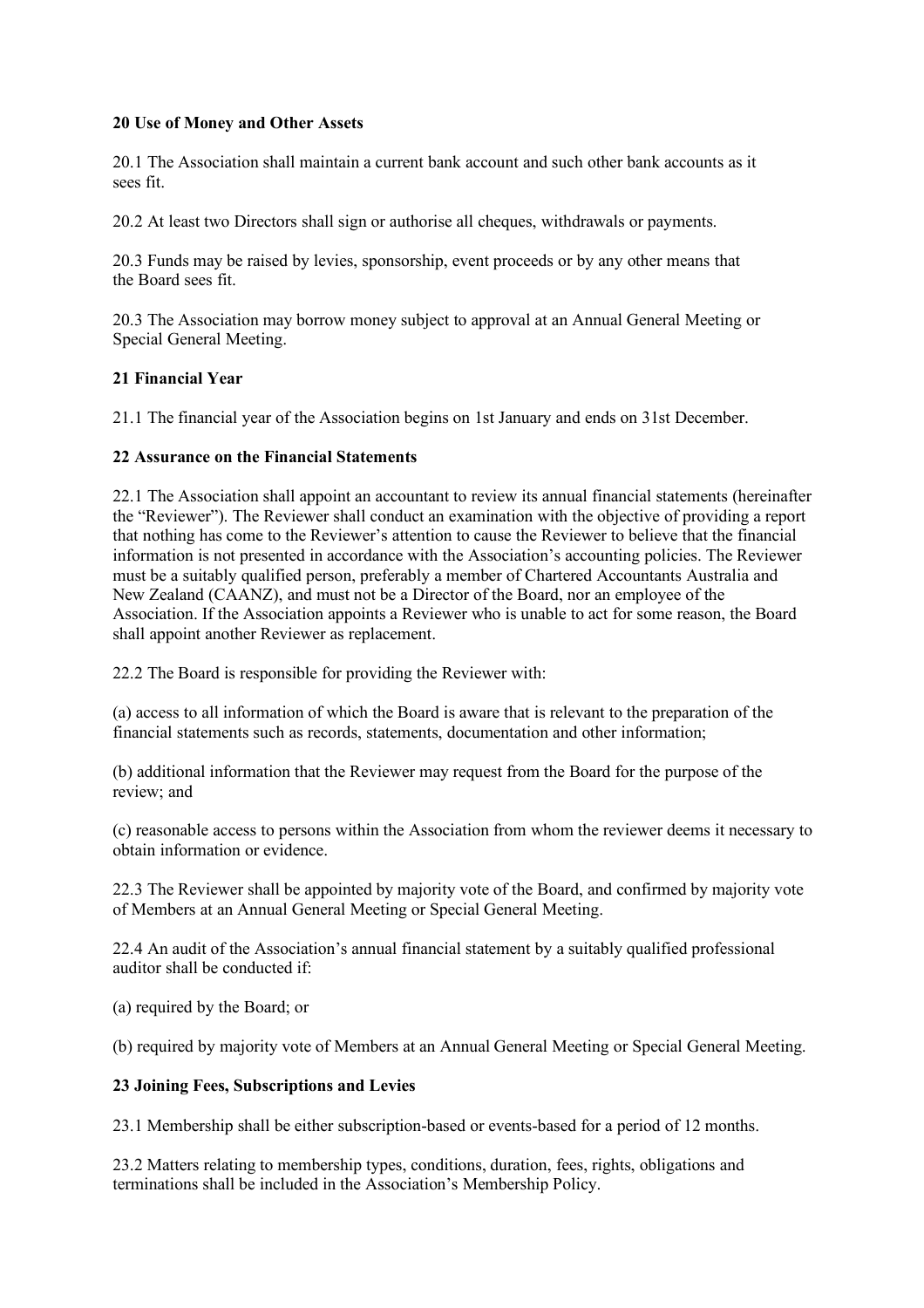**20 Use of Money and Other Assets**

20.1 The Association shall maintain a current bank account and such other bank accounts as it sees fit.

20.2 At least two Directors shall sign or authorise all cheques, withdrawals or payments.

20.3 Funds may be raised by levies, sponsorship, event proceeds or by any other means that the Board sees fit.

20.3 The Association may borrow money subject to approval at an Annual General Meeting or Special General Meeting.

**21 Financial Year**

21.1 The financial year of the Association begins on 1st January and ends on 31st December.

**22 Assurance on the Financial Statements**

22.1 The Association shall appoint an accountant to review its annual financial statements (hereinafter the "Reviewer"). The Reviewer shall conduct an examination with the objective of providing a report that nothing has come to the Reviewer's attention to cause the Reviewer to believe that the financial information is not presented in accordance with the Association's accounting policies. The Reviewer must be a suitably qualified person, preferably a member of Chartered Accountants Australia and New Zealand (CAANZ), and must not be a Director of the Board, nor an employee of the Association. If the Association appoints a Reviewer who is unable to act for some reason, the Board shall appoint another Reviewer as replacement.

22.2 The Board is responsible for providing the Reviewer with:

(a) access to all information of which the Board is aware that is relevant to the preparation of the financial statements such as records, statements, documentation and other information;

(b) additional information that the Reviewer may request from the Board for the purpose of the review; and

(c) reasonable access to persons within the Association from whom the reviewer deems it necessary to obtain information or evidence.

22.3 The Reviewer shall be appointed by majority vote of the Board, and confirmed by majority vote of Members at an Annual General Meeting or Special General Meeting.

22.4 An audit of the Association's annual financial statement by a suitably qualified professional auditor shall be conducted if:

(a) required by the Board; or

(b) required by majority vote of Members at an Annual General Meeting or Special General Meeting.

**23 Joining Fees, Subscriptions and Levies**

23.1 Membership shall be either subscription-based or events-based for a period of 12 months.

23.2 Matters relating to membership types, conditions, duration, fees, rights, obligations and terminations shall be included in the Association's Membership Policy.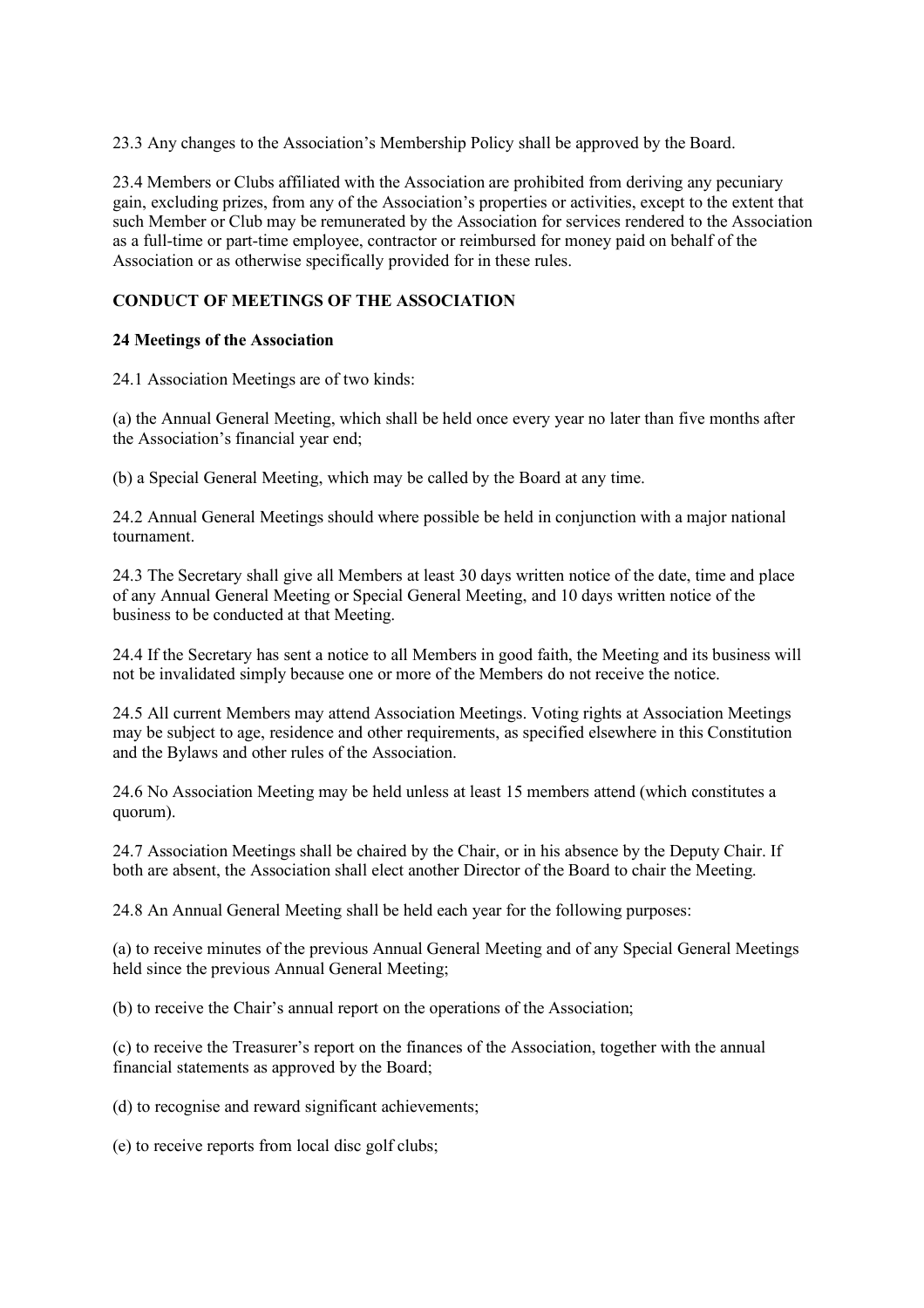23.3 Any changes to the Association's Membership Policy shall be approved by the Board.

23.4 Members or Clubs affiliated with the Association are prohibited from deriving any pecuniary gain, excluding prizes, from any of the Association's properties or activities, except to the extent that such Member or Club may be remunerated by the Association for services rendered to the Association as a full-time or part-time employee, contractor or reimbursed for money paid on behalf of the Association or as otherwise specifically provided for in these rules.

**CONDUCT OF MEETINGS OF THE ASSOCIATION**

**24 Meetings of the Association**

24.1 Association Meetings are of two kinds:

(a) the Annual General Meeting, which shall be held once every year no later than five months after the Association's financial year end;

(b) a Special General Meeting, which may be called by the Board at any time.

24.2 Annual General Meetings should where possible be held in conjunction with a major national tournament.

24.3 The Secretary shall give all Members at least 30 days written notice of the date, time and place of any Annual General Meeting or Special General Meeting, and 10 days written notice of the business to be conducted at that Meeting.

24.4 If the Secretary has sent a notice to all Members in good faith, the Meeting and its business will not be invalidated simply because one or more of the Members do not receive the notice.

24.5 All current Members may attend Association Meetings. Voting rights at Association Meetings may be subject to age, residence and other requirements, as specified elsewhere in this Constitution and the Bylaws and other rules of the Association.

24.6 No Association Meeting may be held unless at least 15 members attend (which constitutes a quorum).

24.7 Association Meetings shall be chaired by the Chair, or in his absence by the Deputy Chair. If both are absent, the Association shall elect another Director of the Board to chair the Meeting.

24.8 An Annual General Meeting shall be held each year for the following purposes:

(a) to receive minutes of the previous Annual General Meeting and of any Special General Meetings held since the previous Annual General Meeting;

(b) to receive the Chair's annual report on the operations of the Association;

(c) to receive the Treasurer's report on the finances of the Association, together with the annual financial statements as approved by the Board;

(d) to recognise and reward significant achievements;

(e) to receive reports from local disc golf clubs;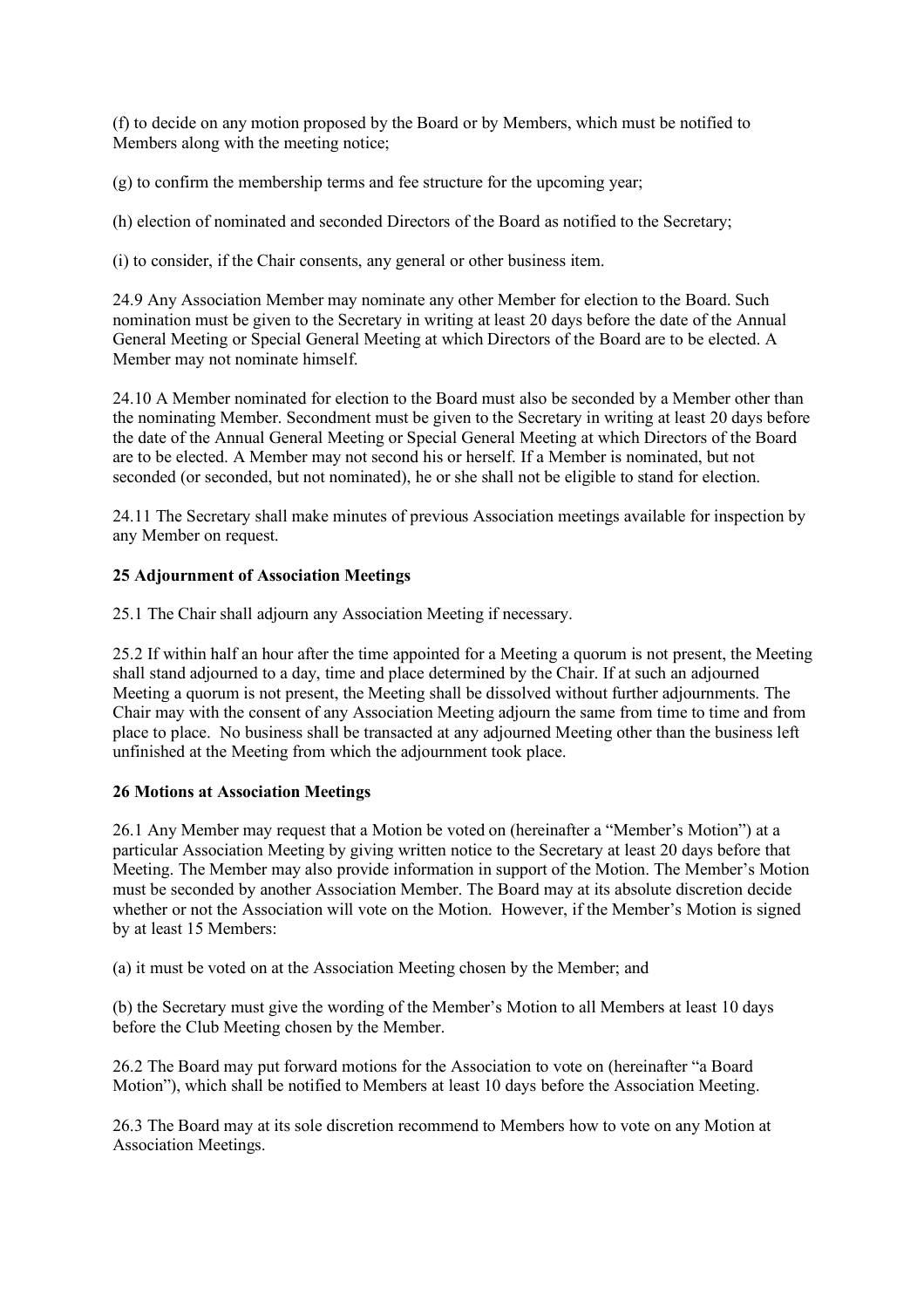(f) to decide on any motion proposed by the Board or by Members, which must be notified to Members along with the meeting notice;

(g) to confirm the membership terms and fee structure for the upcoming year;

(h) election of nominated and seconded Directors of the Board as notified to the Secretary;

(i) to consider, if the Chair consents, any general or other business item.

24.9 Any Association Member may nominate any other Member for election to the Board. Such nomination must be given to the Secretary in writing at least 20 days before the date of the Annual General Meeting or Special General Meeting at which Directors of the Board are to be elected. A Member may not nominate himself.

24.10 A Member nominated for election to the Board must also be seconded by a Member other than the nominating Member. Secondment must be given to the Secretary in writing at least 20 days before the date of the Annual General Meeting or Special General Meeting at which Directors of the Board are to be elected. A Member may not second his or herself. If a Member is nominated, but not seconded (or seconded, but not nominated), he or she shall not be eligible to stand for election.

24.11 The Secretary shall make minutes of previous Association meetings available for inspection by any Member on request.

**25 Adjournment of Association Meetings**

25.1 The Chair shall adjourn any Association Meeting if necessary.

25.2 If within half an hour after the time appointed for a Meeting a quorum is not present, the Meeting shall stand adjourned to a day, time and place determined by the Chair. If at such an adjourned Meeting a quorum is not present, the Meeting shall be dissolved without further adjournments. The Chair may with the consent of any Association Meeting adjourn the same from time to time and from place to place. No business shall be transacted at any adjourned Meeting other than the business left unfinished at the Meeting from which the adjournment took place.

**26 Motions at Association Meetings**

26.1 Any Member may request that a Motion be voted on (hereinafter a "Member's Motion") at a particular Association Meeting by giving written notice to the Secretary at least 20 days before that Meeting. The Member may also provide information in support of the Motion. The Member's Motion must be seconded by another Association Member. The Board may at its absolute discretion decide whether or not the Association will vote on the Motion. However, if the Member's Motion is signed by at least 15 Members:

(a) it must be voted on at the Association Meeting chosen by the Member; and

(b) the Secretary must give the wording of the Member's Motion to all Members at least 10 days before the Club Meeting chosen by the Member.

26.2 The Board may put forward motions for the Association to vote on (hereinafter "a Board Motion"), which shall be notified to Members at least 10 days before the Association Meeting.

26.3 The Board may at its sole discretion recommend to Members how to vote on any Motion at Association Meetings.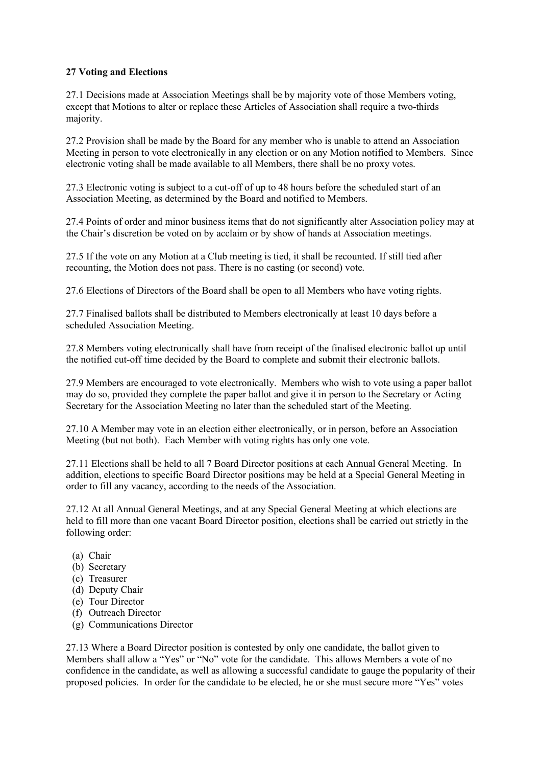**27 Voting and Elections**

27.1 Decisions made at Association Meetings shall be by majority vote of those Members voting, except that Motions to alter or replace these Articles of Association shall require a two-thirds majority.

27.2 Provision shall be made by the Board for any member who is unable to attend an Association Meeting in person to vote electronically in any election or on any Motion notified to Members. Since electronic voting shall be made available to all Members, there shall be no proxy votes.

27.3 Electronic voting is subject to a cut-off of up to 48 hours before the scheduled start of an Association Meeting, as determined by the Board and notified to Members.

27.4 Points of order and minor business items that do not significantly alter Association policy may at the Chair's discretion be voted on by acclaim or by show of hands at Association meetings.

27.5 If the vote on any Motion at a Club meeting is tied, it shall be recounted. If still tied after recounting, the Motion does not pass. There is no casting (or second) vote.

27.6 Elections of Directors of the Board shall be open to all Members who have voting rights.

27.7 Finalised ballots shall be distributed to Members electronically at least 10 days before a scheduled Association Meeting.

27.8 Members voting electronically shall have from receipt of the finalised electronic ballot up until the notified cut-off time decided by the Board to complete and submit their electronic ballots.

27.9 Members are encouraged to vote electronically. Members who wish to vote using a paper ballot may do so, provided they complete the paper ballot and give it in person to the Secretary or Acting Secretary for the Association Meeting no later than the scheduled start of the Meeting.

27.10 A Member may vote in an election either electronically, or in person, before an Association Meeting (but not both). Each Member with voting rights has only one vote.

27.11 Elections shall be held to all 7 Board Director positions at each Annual General Meeting. In addition, elections to specific Board Director positions may be held at a Special General Meeting in order to fill any vacancy, according to the needs of the Association.

27.12 At all Annual General Meetings, and at any Special General Meeting at which elections are held to fill more than one vacant Board Director position, elections shall be carried out strictly in the following order:

(a) Chair
(b) Secretary
(c) Treasurer
(d) Deputy Chair
(e) Tour Director
(f) Outreach Director
(g) Communications Director

27.13 Where a Board Director position is contested by only one candidate, the ballot given to Members shall allow a "Yes" or "No" vote for the candidate. This allows Members a vote of no confidence in the candidate, as well as allowing a successful candidate to gauge the popularity of their proposed policies. In order for the candidate to be elected, he or she must secure more "Yes" votes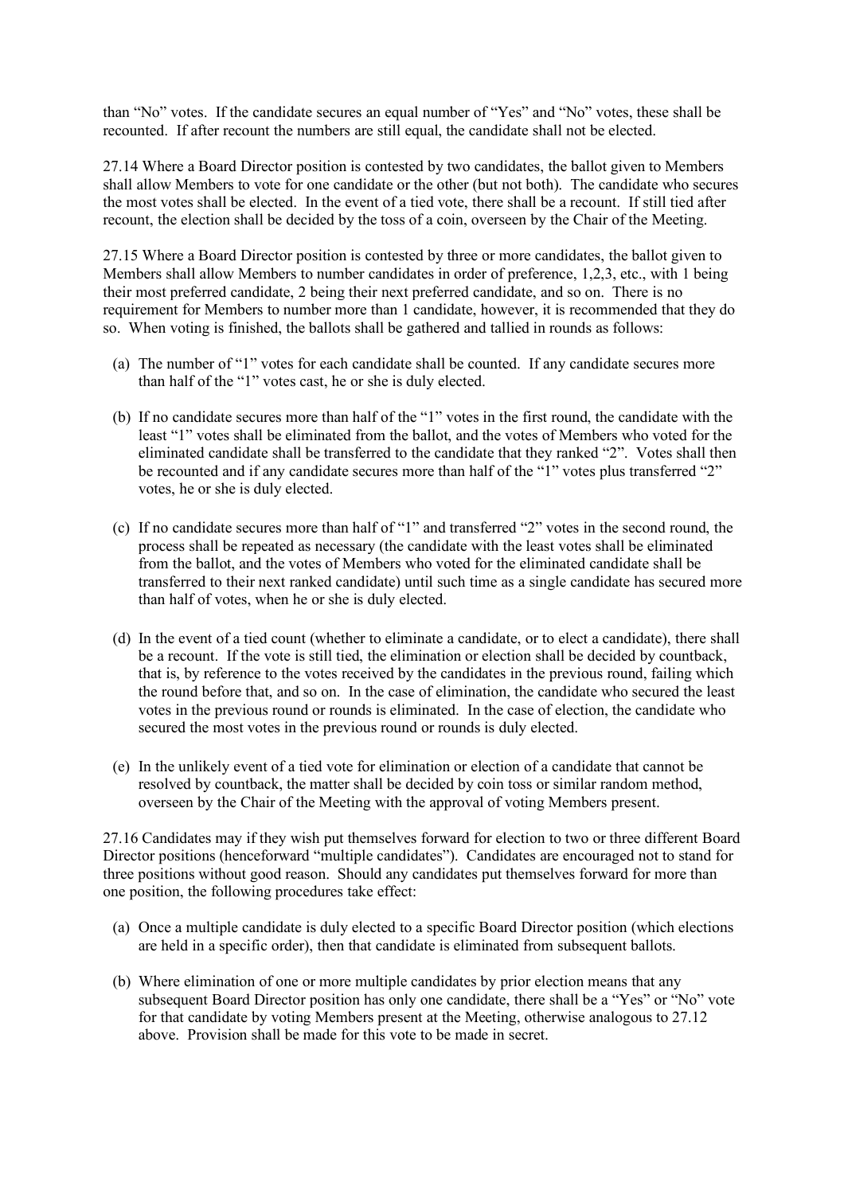than "No" votes. If the candidate secures an equal number of "Yes" and "No" votes, these shall be recounted. If after recount the numbers are still equal, the candidate shall not be elected.

27.14 Where a Board Director position is contested by two candidates, the ballot given to Members shall allow Members to vote for one candidate or the other (but not both). The candidate who secures the most votes shall be elected. In the event of a tied vote, there shall be a recount. If still tied after recount, the election shall be decided by the toss of a coin, overseen by the Chair of the Meeting.

27.15 Where a Board Director position is contested by three or more candidates, the ballot given to Members shall allow Members to number candidates in order of preference, 1,2,3, etc., with 1 being their most preferred candidate, 2 being their next preferred candidate, and so on. There is no requirement for Members to number more than 1 candidate, however, it is recommended that they do so. When voting is finished, the ballots shall be gathered and tallied in rounds as follows:

(a) The number of "1" votes for each candidate shall be counted. If any candidate secures more than half of the "1" votes cast, he or she is duly elected.

(b) If no candidate secures more than half of the "1" votes in the first round, the candidate with the least "1" votes shall be eliminated from the ballot, and the votes of Members who voted for the eliminated candidate shall be transferred to the candidate that they ranked "2". Votes shall then be recounted and if any candidate secures more than half of the "1" votes plus transferred "2" votes, he or she is duly elected.

(c) If no candidate secures more than half of "1" and transferred "2" votes in the second round, the process shall be repeated as necessary (the candidate with the least votes shall be eliminated from the ballot, and the votes of Members who voted for the eliminated candidate shall be transferred to their next ranked candidate) until such time as a single candidate has secured more than half of votes, when he or she is duly elected.

(d) In the event of a tied count (whether to eliminate a candidate, or to elect a candidate), there shall be a recount. If the vote is still tied, the elimination or election shall be decided by countback, that is, by reference to the votes received by the candidates in the previous round, failing which the round before that, and so on. In the case of elimination, the candidate who secured the least votes in the previous round or rounds is eliminated. In the case of election, the candidate who secured the most votes in the previous round or rounds is duly elected.

(e) In the unlikely event of a tied vote for elimination or election of a candidate that cannot be resolved by countback, the matter shall be decided by coin toss or similar random method, overseen by the Chair of the Meeting with the approval of voting Members present.

27.16 Candidates may if they wish put themselves forward for election to two or three different Board Director positions (henceforward "multiple candidates"). Candidates are encouraged not to stand for three positions without good reason. Should any candidates put themselves forward for more than one position, the following procedures take effect:

(a) Once a multiple candidate is duly elected to a specific Board Director position (which elections are held in a specific order), then that candidate is eliminated from subsequent ballots.

(b) Where elimination of one or more multiple candidates by prior election means that any subsequent Board Director position has only one candidate, there shall be a "Yes" or "No" vote for that candidate by voting Members present at the Meeting, otherwise analogous to 27.12 above. Provision shall be made for this vote to be made in secret.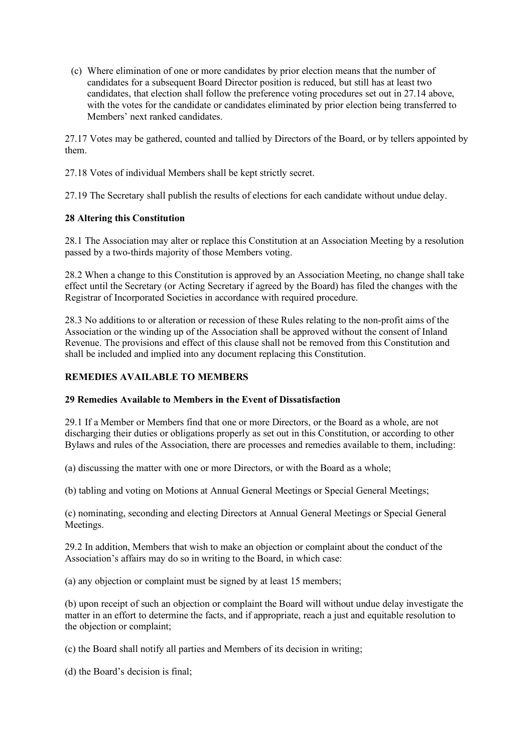(c) Where elimination of one or more candidates by prior election means that the number of candidates for a subsequent Board Director position is reduced, but still has at least two candidates, that election shall follow the preference voting procedures set out in 27.14 above, with the votes for the candidate or candidates eliminated by prior election being transferred to Members' next ranked candidates.

27.17 Votes may be gathered, counted and tallied by Directors of the Board, or by tellers appointed by them.

27.18 Votes of individual Members shall be kept strictly secret.

27.19 The Secretary shall publish the results of elections for each candidate without undue delay.

### 28 Altering this Constitution

28.1 The Association may alter or replace this Constitution at an Association Meeting by a resolution passed by a two-thirds majority of those Members voting.

28.2 When a change to this Constitution is approved by an Association Meeting, no change shall take effect until the Secretary (or Acting Secretary if agreed by the Board) has filed the changes with the Registrar of Incorporated Societies in accordance with required procedure.

28.3 No additions to or alteration or recession of these Rules relating to the non-profit aims of the Association or the winding up of the Association shall be approved without the consent of Inland Revenue. The provisions and effect of this clause shall not be removed from this Constitution and shall be included and implied into any document replacing this Constitution.

## REMEDIES AVAILABLE TO MEMBERS

### 29 Remedies Available to Members in the Event of Dissatisfaction

29.1 If a Member or Members find that one or more Directors, or the Board as a whole, are not discharging their duties or obligations properly as set out in this Constitution, or according to other Bylaws and rules of the Association, there are processes and remedies available to them, including:

(a) discussing the matter with one or more Directors, or with the Board as a whole;

(b) tabling and voting on Motions at Annual General Meetings or Special General Meetings;

(c) nominating, seconding and electing Directors at Annual General Meetings or Special General Meetings.

29.2 In addition, Members that wish to make an objection or complaint about the conduct of the Association's affairs may do so in writing to the Board, in which case:

(a) any objection or complaint must be signed by at least 15 members;

(b) upon receipt of such an objection or complaint the Board will without undue delay investigate the matter in an effort to determine the facts, and if appropriate, reach a just and equitable resolution to the objection or complaint;

(c) the Board shall notify all parties and Members of its decision in writing;

(d) the Board's decision is final;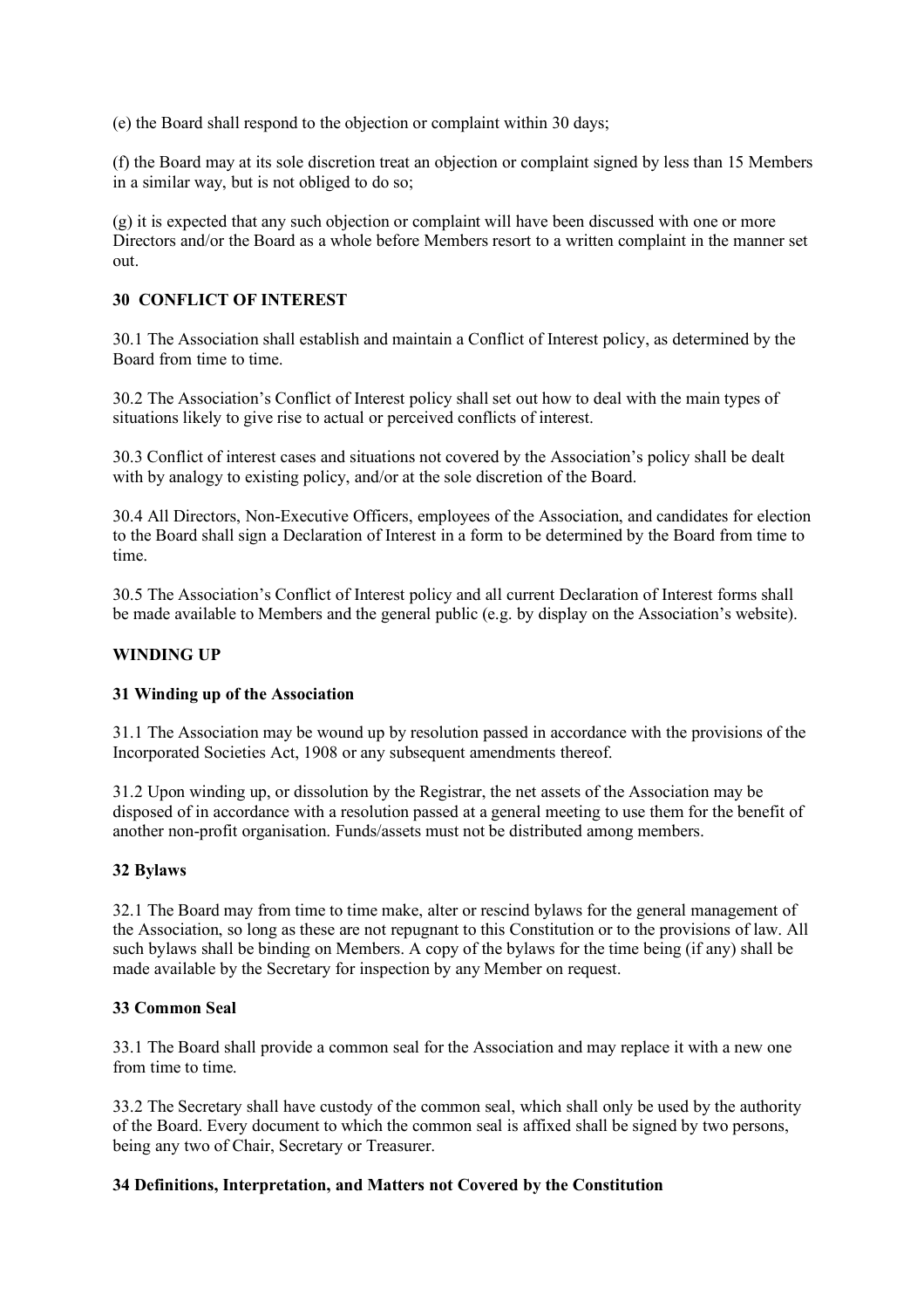(e) the Board shall respond to the objection or complaint within 30 days;

(f) the Board may at its sole discretion treat an objection or complaint signed by less than 15 Members in a similar way, but is not obliged to do so;

(g) it is expected that any such objection or complaint will have been discussed with one or more Directors and/or the Board as a whole before Members resort to a written complaint in the manner set out.

### 30 CONFLICT OF INTEREST

30.1 The Association shall establish and maintain a Conflict of Interest policy, as determined by the Board from time to time.

30.2 The Association's Conflict of Interest policy shall set out how to deal with the main types of situations likely to give rise to actual or perceived conflicts of interest.

30.3 Conflict of interest cases and situations not covered by the Association's policy shall be dealt with by analogy to existing policy, and/or at the sole discretion of the Board.

30.4 All Directors, Non-Executive Officers, employees of the Association, and candidates for election to the Board shall sign a Declaration of Interest in a form to be determined by the Board from time to time.

30.5 The Association's Conflict of Interest policy and all current Declaration of Interest forms shall be made available to Members and the general public (e.g. by display on the Association's website).

## WINDING UP

### 31 Winding up of the Association

31.1 The Association may be wound up by resolution passed in accordance with the provisions of the Incorporated Societies Act, 1908 or any subsequent amendments thereof.

31.2 Upon winding up, or dissolution by the Registrar, the net assets of the Association may be disposed of in accordance with a resolution passed at a general meeting to use them for the benefit of another non-profit organisation. Funds/assets must not be distributed among members.

### 32 Bylaws

32.1 The Board may from time to time make, alter or rescind bylaws for the general management of the Association, so long as these are not repugnant to this Constitution or to the provisions of law. All such bylaws shall be binding on Members. A copy of the bylaws for the time being (if any) shall be made available by the Secretary for inspection by any Member on request.

### 33 Common Seal

33.1 The Board shall provide a common seal for the Association and may replace it with a new one from time to time.

33.2 The Secretary shall have custody of the common seal, which shall only be used by the authority of the Board. Every document to which the common seal is affixed shall be signed by two persons, being any two of Chair, Secretary or Treasurer.

### 34 Definitions, Interpretation, and Matters not Covered by the Constitution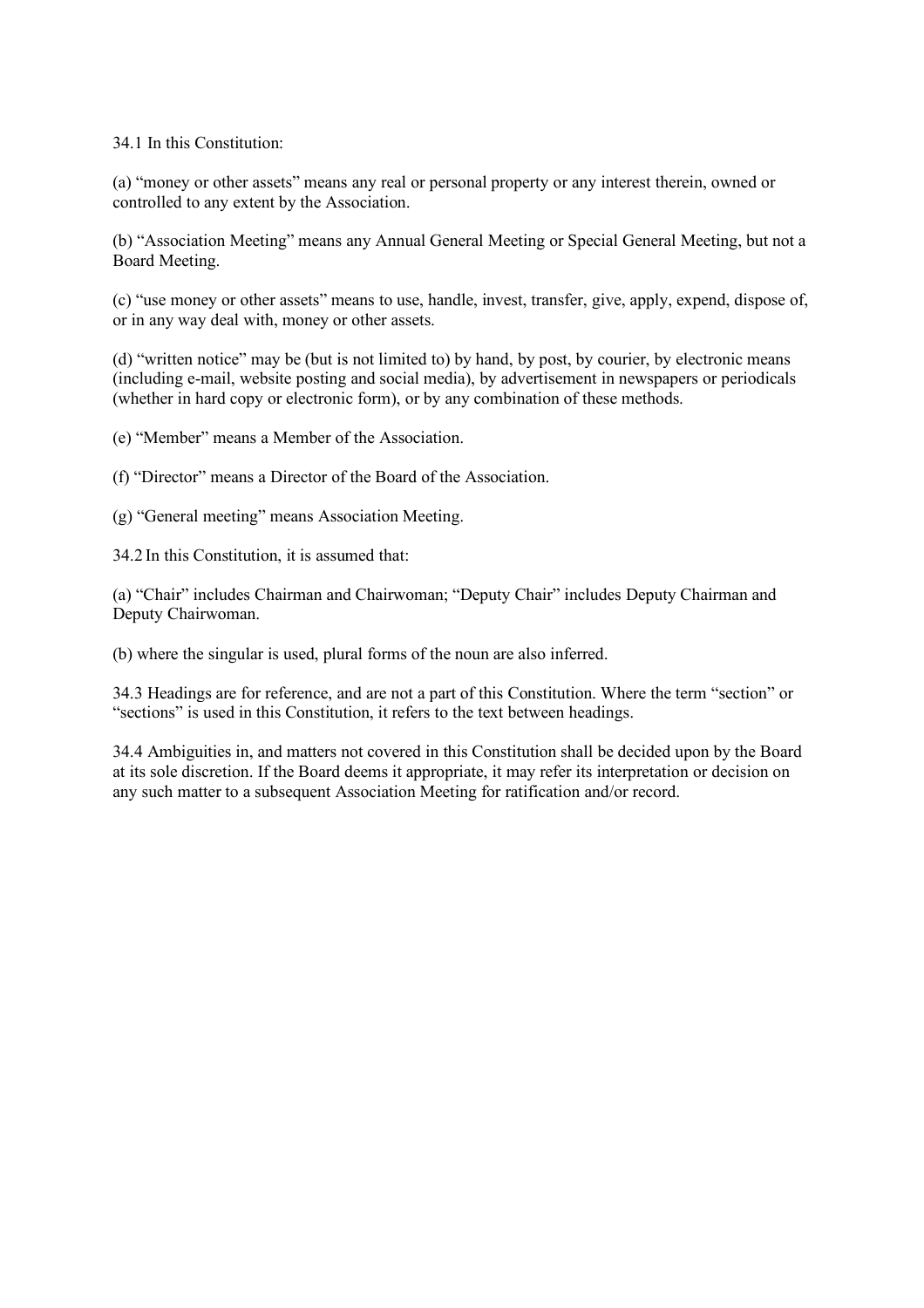34.1 In this Constitution:

(a) “money or other assets” means any real or personal property or any interest therein, owned or controlled to any extent by the Association.

(b) “Association Meeting” means any Annual General Meeting or Special General Meeting, but not a Board Meeting.

(c) “use money or other assets” means to use, handle, invest, transfer, give, apply, expend, dispose of, or in any way deal with, money or other assets.

(d) “written notice” may be (but is not limited to) by hand, by post, by courier, by electronic means (including e-mail, website posting and social media), by advertisement in newspapers or periodicals (whether in hard copy or electronic form), or by any combination of these methods.

(e) “Member” means a Member of the Association.

(f) “Director” means a Director of the Board of the Association.

(g) “General meeting” means Association Meeting.

34.2 In this Constitution, it is assumed that:

(a) “Chair” includes Chairman and Chairwoman; “Deputy Chair” includes Deputy Chairman and Deputy Chairwoman.

(b) where the singular is used, plural forms of the noun are also inferred.

34.3 Headings are for reference, and are not a part of this Constitution. Where the term “section” or “sections” is used in this Constitution, it refers to the text between headings.

34.4 Ambiguities in, and matters not covered in this Constitution shall be decided upon by the Board at its sole discretion. If the Board deems it appropriate, it may refer its interpretation or decision on any such matter to a subsequent Association Meeting for ratification and/or record.